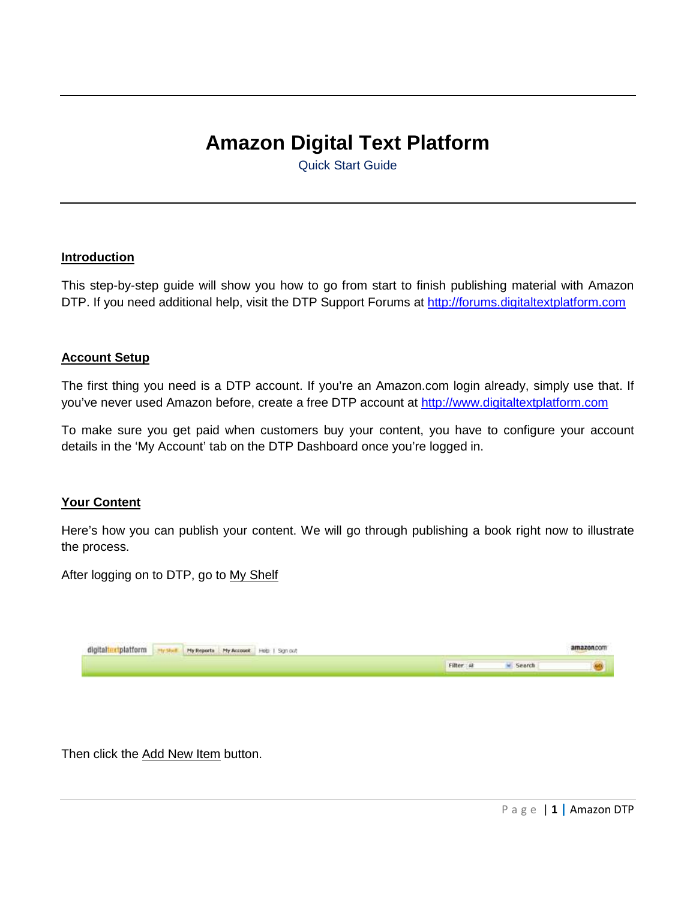# Amazon Digital Text Platform

Quick Start Guide

## Introduction

This step-by-step guide will show you how to go from start to finish publishing material with Amazon DTP. If you need additional help, visit the DTP Support Forums at http://forums.digitaltextplatform.com

## Account Setup

The first thing you need is a DTP account. If you're an Amazon.com login already, simply use that. If you've never used Amazon before, create a free DTP account at http://www.digitaltextplatform.com

To make sure you get paid when customers buy your content, you have to configure your account details in the 'My Account' tab on the DTP Dashboard once you're logged in.

## Your Content

Here's how you can publish your content. We will go through publishing a book right now to illustrate the process.

After logging on to DTP, go to My Shelf

Then click the Add New Item button.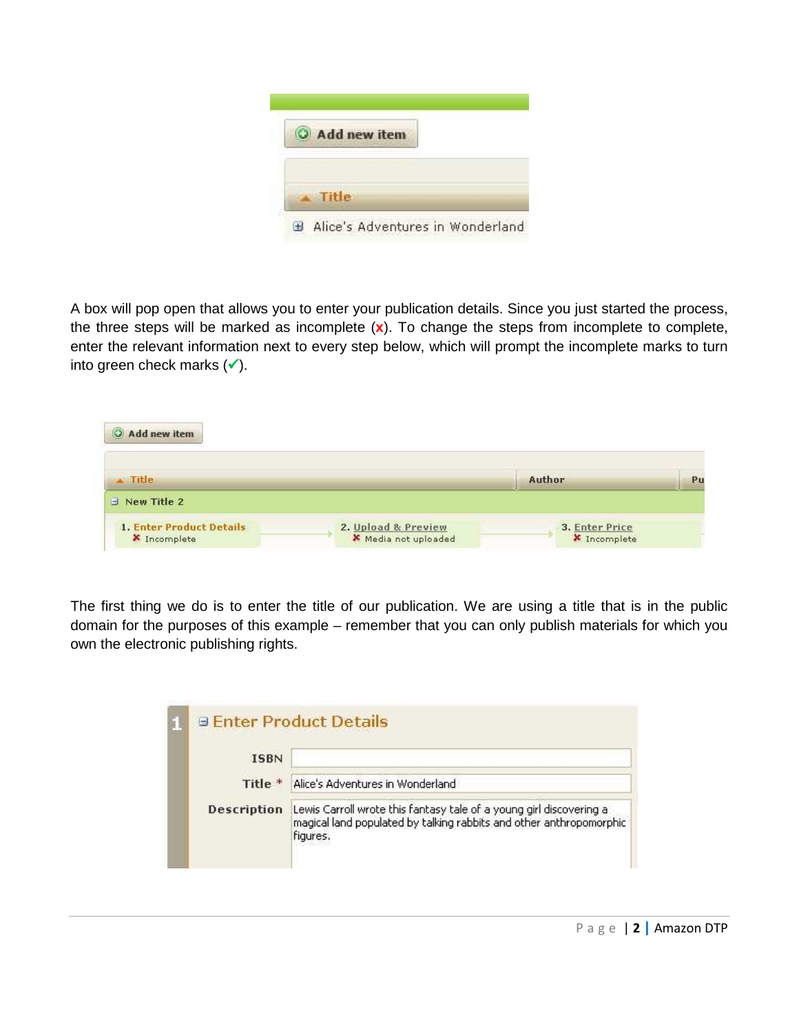A box will pop open that allows you to enter your publication details. Since you just started the process, the three steps will be marked as incomplete (x). To change the steps from incomplete to complete, enter the relevant information next to every step below, which will prompt the incomplete marks to turn into green check marks (✓).

The first thing we do is to enter the title of our publication. We are using a title that is in the public domain for the purposes of this example – remember that you can only publish materials for which you own the electronic publishing rights.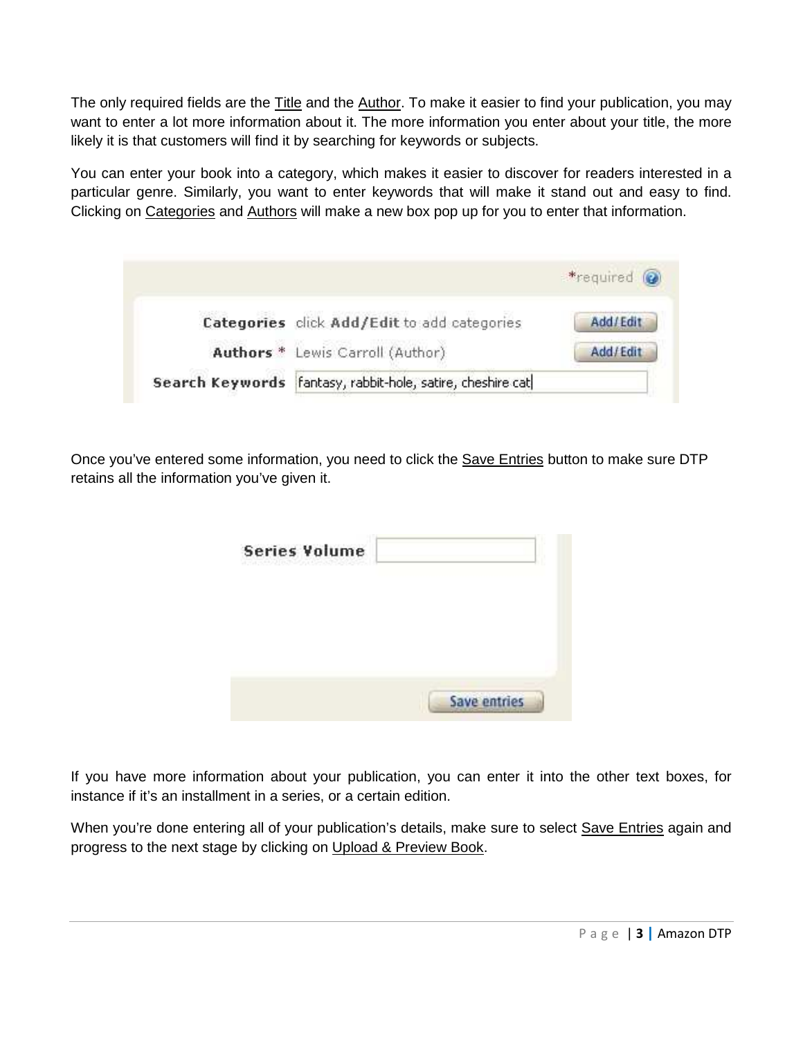The only required fields are the Title and the Author. To make it easier to find your publication, you may want to enter a lot more information about it. The more information you enter about your title, the more likely it is that customers will find it by searching for keywords or subjects.

You can enter your book into a category, which makes it easier to discover for readers interested in a particular genre. Similarly, you want to enter keywords that will make it stand out and easy to find. Clicking on Categories and Authors will make a new box pop up for you to enter that information.

Once you've entered some information, you need to click the Save Entries button to make sure DTP retains all the information you've given it.

If you have more information about your publication, you can enter it into the other text boxes, for instance if it's an installment in a series, or a certain edition.

When you're done entering all of your publication's details, make sure to select Save Entries again and progress to the next stage by clicking on Upload & Preview Book.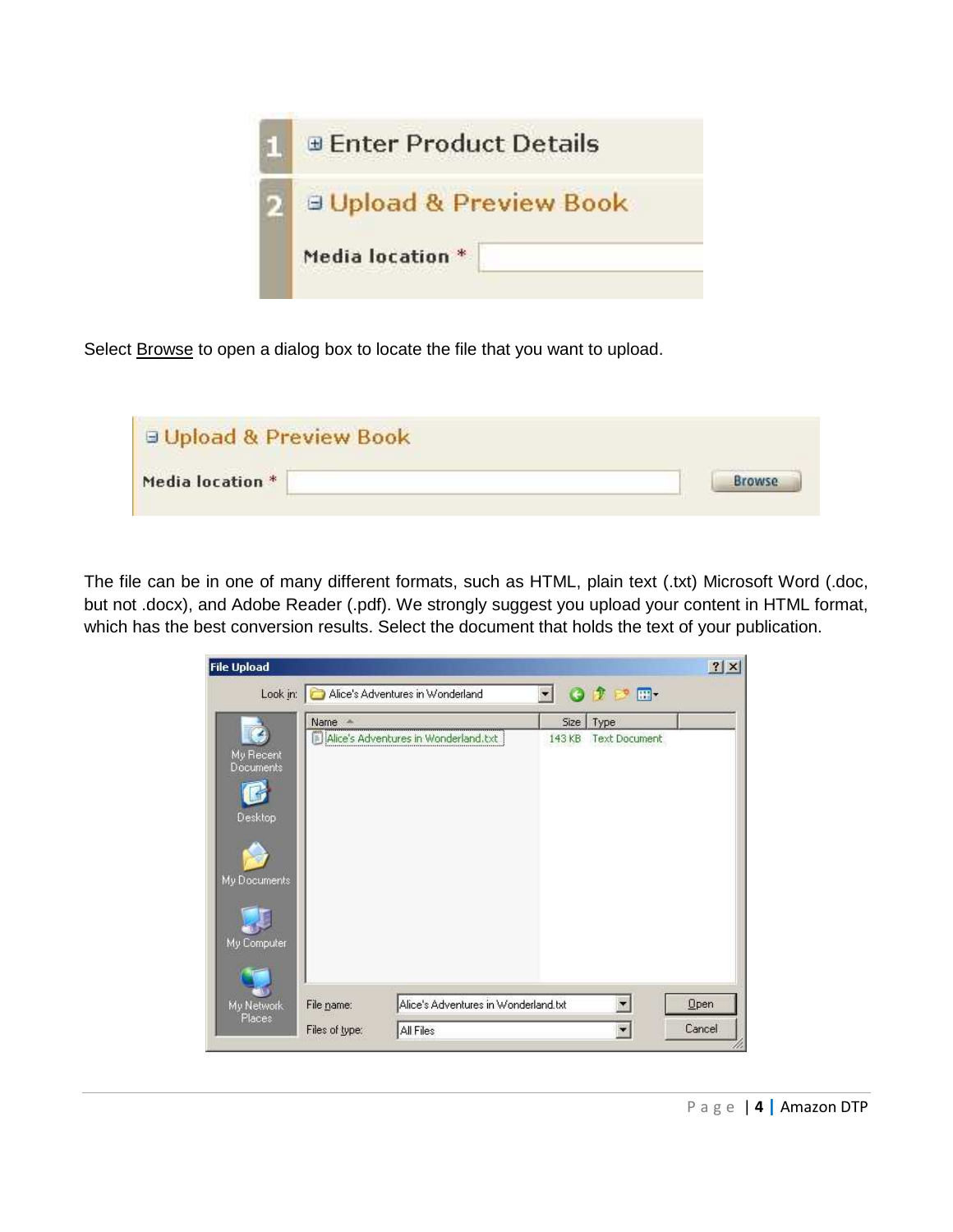Select Browse to open a dialog box to locate the file that you want to upload.

The file can be in one of many different formats, such as HTML, plain text (.txt) Microsoft Word (.doc, but not .docx), and Adobe Reader (.pdf). We strongly suggest you upload your content in HTML format, which has the best conversion results. Select the document that holds the text of your publication.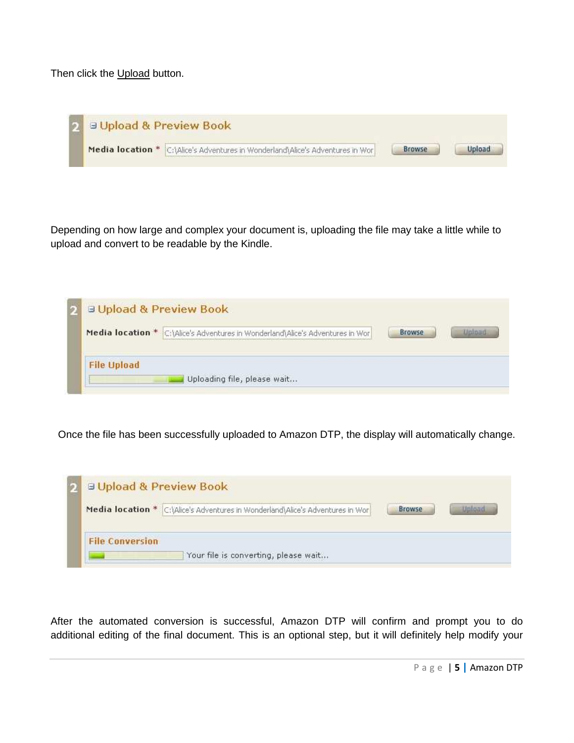Then click the Upload button.

| 2 | ⊟ Upload & Preview Book | | | |
|---|---|---|---|---|
| | Media location * | C:\Alice's Adventures in Wonderland\Alice's Adventures in Wor | Browse | Upload |

Depending on how large and complex your document is, uploading the file may take a little while to upload and convert to be readable by the Kindle.

| 2 | ⊟ Upload & Preview Book | | | |
|---|---|---|---|---|
| | Media location * | C:\Alice's Adventures in Wonderland\Alice's Adventures in Wor | Browse | Upload |
| | File Upload | | | |
| | | Uploading file, please wait... | | |

Once the file has been successfully uploaded to Amazon DTP, the display will automatically change.

| 2 | ⊟ Upload & Preview Book | | | |
|---|---|---|---|---|
| | Media location * | C:\Alice's Adventures in Wonderland\Alice's Adventures in Wor | Browse | Upload |
| | File Conversion | | | |
| | | Your file is converting, please wait... | | |

After the automated conversion is successful, Amazon DTP will confirm and prompt you to do additional editing of the final document. This is an optional step, but it will definitely help modify your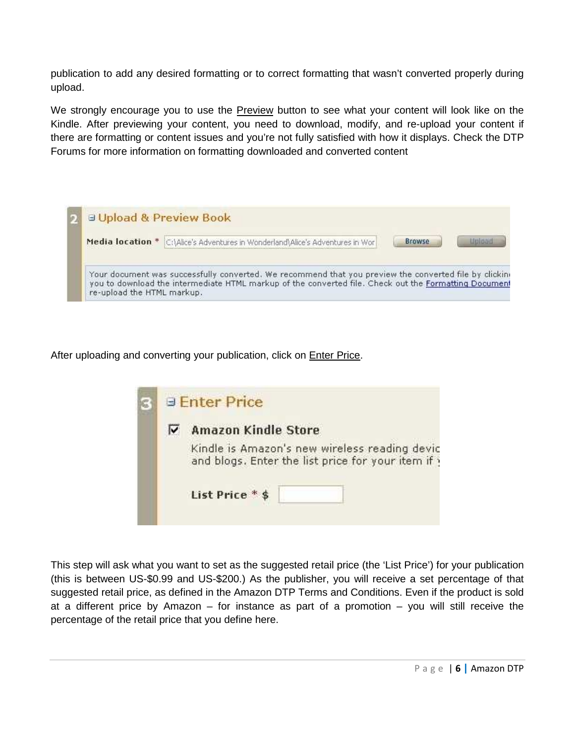publication to add any desired formatting or to correct formatting that wasn't converted properly during upload.

We strongly encourage you to use the Preview button to see what your content will look like on the Kindle. After previewing your content, you need to download, modify, and re-upload your content if there are formatting or content issues and you're not fully satisfied with how it displays. Check the DTP Forums for more information on formatting downloaded and converted content

After uploading and converting your publication, click on Enter Price.

This step will ask what you want to set as the suggested retail price (the 'List Price') for your publication (this is between US-$0.99 and US-$200.) As the publisher, you will receive a set percentage of that suggested retail price, as defined in the Amazon DTP Terms and Conditions. Even if the product is sold at a different price by Amazon – for instance as part of a promotion – you will still receive the percentage of the retail price that you define here.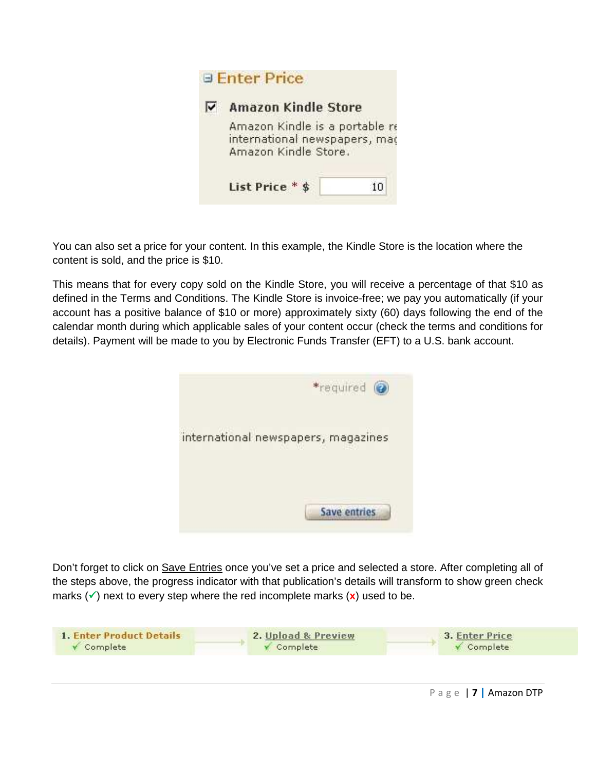You can also set a price for your content. In this example, the Kindle Store is the location where the content is sold, and the price is $10.

This means that for every copy sold on the Kindle Store, you will receive a percentage of that $10 as defined in the Terms and Conditions. The Kindle Store is invoice-free; we pay you automatically (if your account has a positive balance of $10 or more) approximately sixty (60) days following the end of the calendar month during which applicable sales of your content occur (check the terms and conditions for details). Payment will be made to you by Electronic Funds Transfer (EFT) to a U.S. bank account.

Don't forget to click on <u>Save Entries</u> once you've set a price and selected a store. After completing all of the steps above, the progress indicator with that publication's details will transform to show green check marks (✓) next to every step where the red incomplete marks (x) used to be.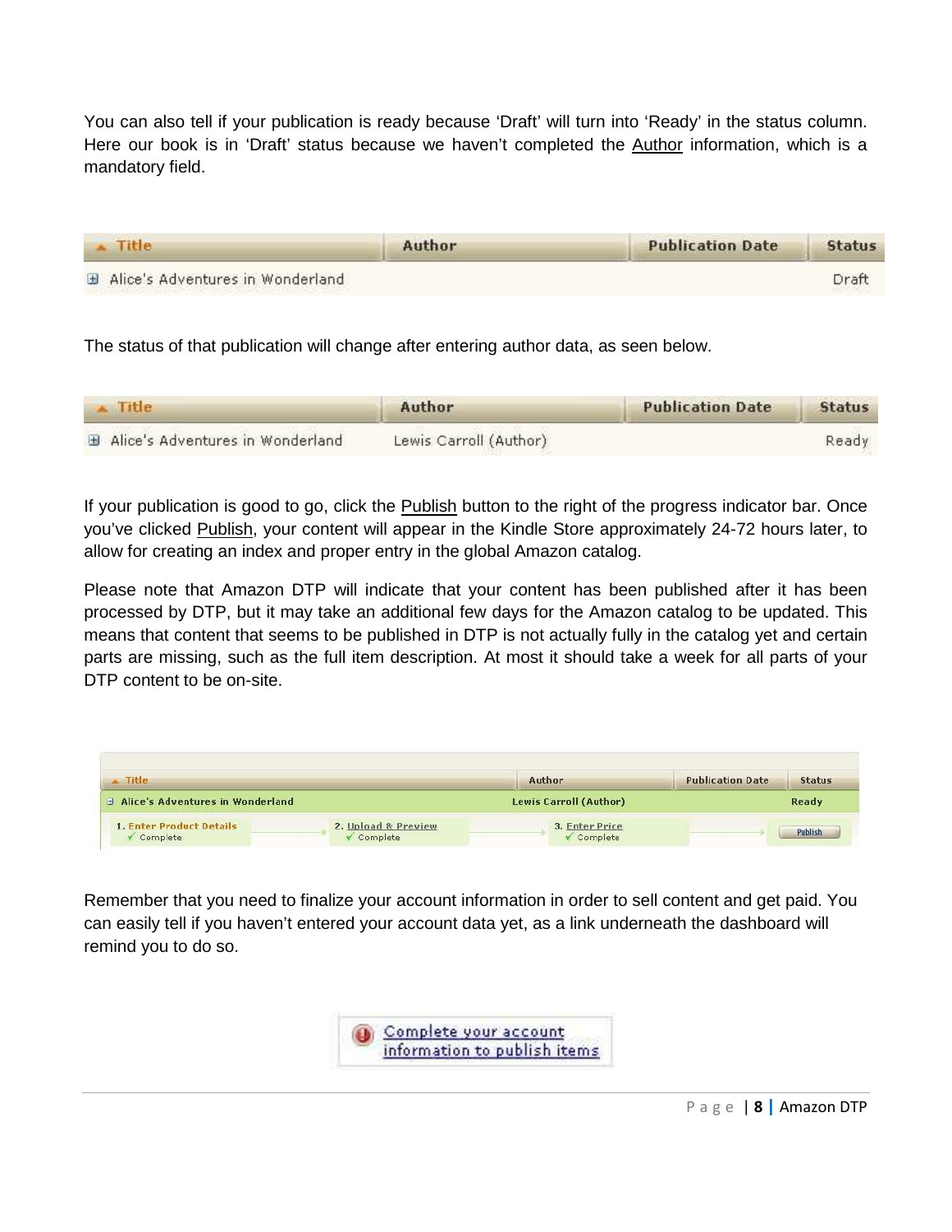You can also tell if your publication is ready because ‘Draft’ will turn into ‘Ready’ in the status column. Here our book is in ‘Draft’ status because we haven’t completed the Author information, which is a mandatory field.

| Title | Author | Publication Date | Status |
|---|---|---|---|
| Alice's Adventures in Wonderland | | | Draft |

The status of that publication will change after entering author data, as seen below.

| Title | Author | Publication Date | Status |
|---|---|---|---|
| Alice's Adventures in Wonderland | Lewis Carroll (Author) | | Ready |

If your publication is good to go, click the Publish button to the right of the progress indicator bar. Once you’ve clicked Publish, your content will appear in the Kindle Store approximately 24-72 hours later, to allow for creating an index and proper entry in the global Amazon catalog.

Please note that Amazon DTP will indicate that your content has been published after it has been processed by DTP, but it may take an additional few days for the Amazon catalog to be updated. This means that content that seems to be published in DTP is not actually fully in the catalog yet and certain parts are missing, such as the full item description. At most it should take a week for all parts of your DTP content to be on-site.

| Title | Author | Publication Date | Status |
|---|---|---|---|
| Alice's Adventures in Wonderland | Lewis Carroll (Author) | | Ready |
| 1. Enter Product Details ✓ Complete — 2. Upload & Preview ✓ Complete — 3. Enter Price ✓ Complete | | | Publish |

Remember that you need to finalize your account information in order to sell content and get paid. You can easily tell if you haven’t entered your account data yet, as a link underneath the dashboard will remind you to do so.

Complete your account information to publish items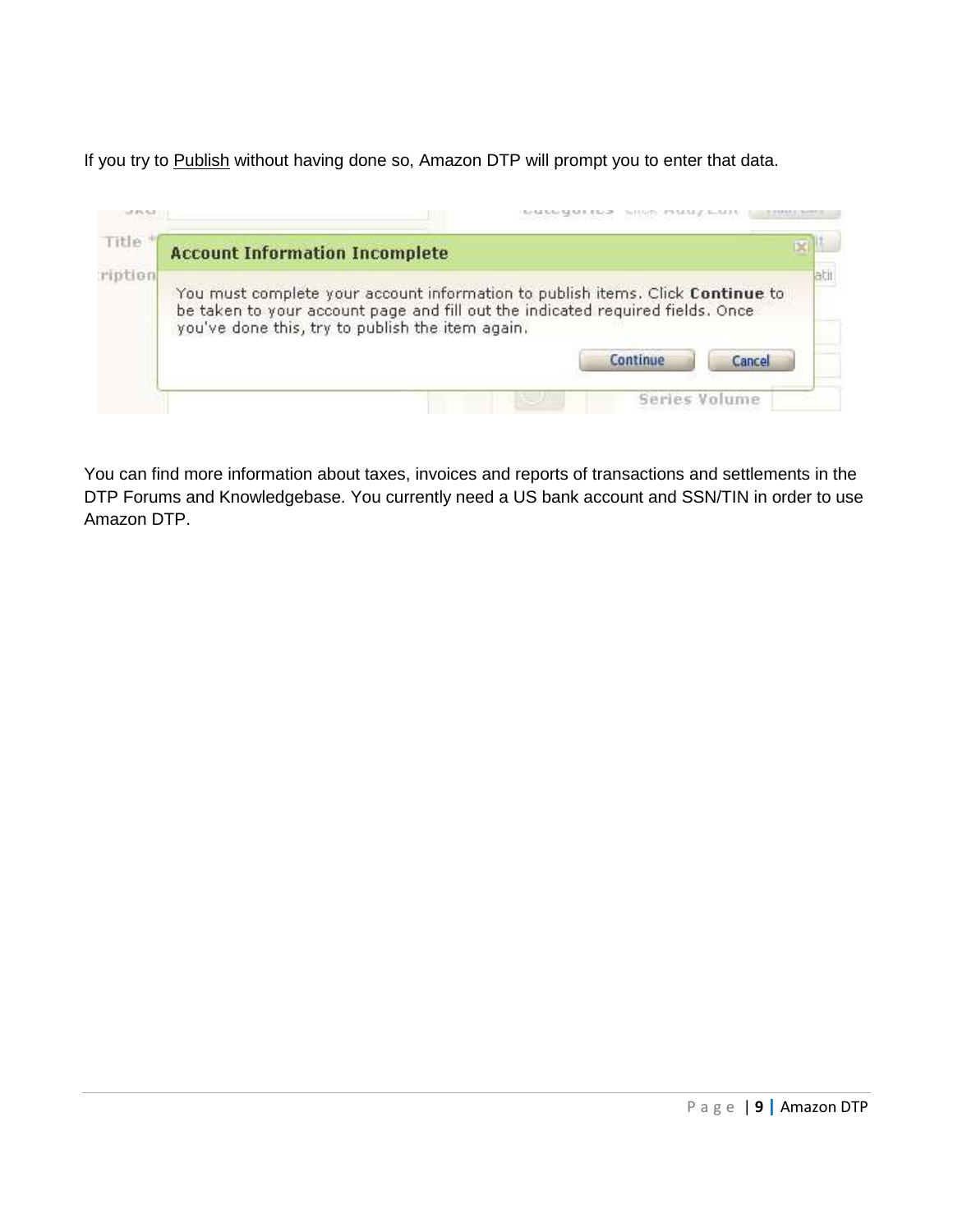If you try to Publish without having done so, Amazon DTP will prompt you to enter that data.

You can find more information about taxes, invoices and reports of transactions and settlements in the DTP Forums and Knowledgebase. You currently need a US bank account and SSN/TIN in order to use Amazon DTP.